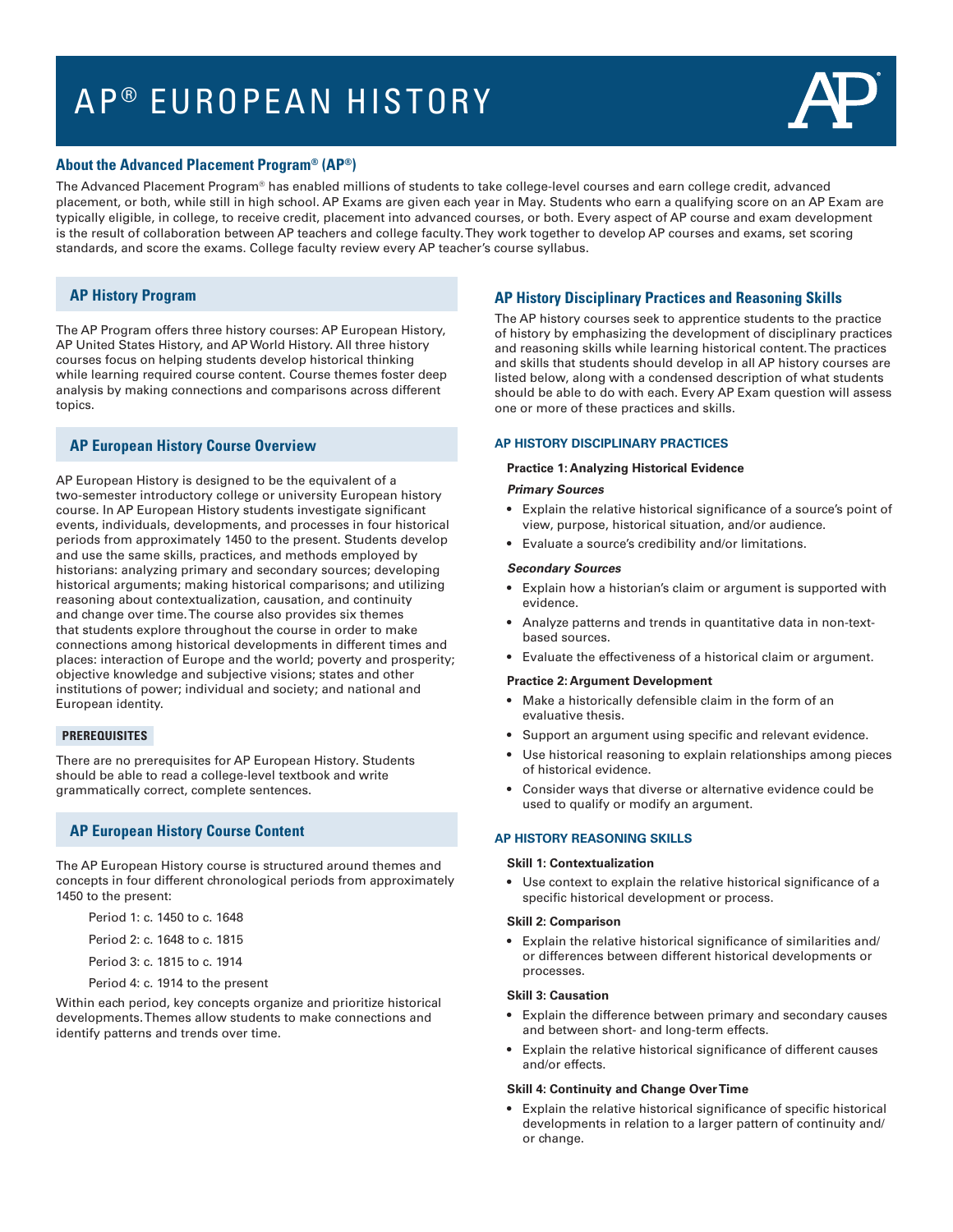# AP® EUROPEAN HISTORY

## About the Advanced Placement Program® (AP®)

The Advanced Placement Program® has enabled millions of students to take college-level courses and earn college credit, advanced placement, or both, while still in high school. AP Exams are given each year in May. Students who earn a qualifying score on an AP Exam are typically eligible, in college, to receive credit, placement into advanced courses, or both. Every aspect of AP course and exam development is the result of collaboration between AP teachers and college faculty. They work together to develop AP courses and exams, set scoring standards, and score the exams. College faculty review every AP teacher's course syllabus.

## AP History Program

The AP Program offers three history courses: AP European History, AP United States History, and AP World History. All three history courses focus on helping students develop historical thinking while learning required course content. Course themes foster deep analysis by making connections and comparisons across different topics.

## AP European History Course Overview

AP European History is designed to be the equivalent of a two-semester introductory college or university European history course. In AP European History students investigate significant events, individuals, developments, and processes in four historical periods from approximately 1450 to the present. Students develop and use the same skills, practices, and methods employed by historians: analyzing primary and secondary sources; developing historical arguments; making historical comparisons; and utilizing reasoning about contextualization, causation, and continuity and change over time. The course also provides six themes that students explore throughout the course in order to make connections among historical developments in different times and places: interaction of Europe and the world; poverty and prosperity; objective knowledge and subjective visions; states and other institutions of power; individual and society; and national and European identity.

### PREREQUISITES

There are no prerequisites for AP European History. Students should be able to read a college-level textbook and write grammatically correct, complete sentences.

## AP European History Course Content

The AP European History course is structured around themes and concepts in four different chronological periods from approximately 1450 to the present:

- Period 1: c. 1450 to c. 1648
- Period 2: c. 1648 to c. 1815
- Period 3: c. 1815 to c. 1914
- Period 4: c. 1914 to the present

Within each period, key concepts organize and prioritize historical developments. Themes allow students to make connections and identify patterns and trends over time.

## AP History Disciplinary Practices and Reasoning Skills

The AP history courses seek to apprentice students to the practice of history by emphasizing the development of disciplinary practices and reasoning skills while learning historical content. The practices and skills that students should develop in all AP history courses are listed below, along with a condensed description of what students should be able to do with each. Every AP Exam question will assess one or more of these practices and skills.

### AP HISTORY DISCIPLINARY PRACTICES

#### Practice 1: Analyzing Historical Evidence

***Primary Sources***

- Explain the relative historical significance of a source's point of view, purpose, historical situation, and/or audience.
- Evaluate a source's credibility and/or limitations.

***Secondary Sources***

- Explain how a historian's claim or argument is supported with evidence.
- Analyze patterns and trends in quantitative data in non-text-based sources.
- Evaluate the effectiveness of a historical claim or argument.

#### Practice 2: Argument Development

- Make a historically defensible claim in the form of an evaluative thesis.
- Support an argument using specific and relevant evidence.
- Use historical reasoning to explain relationships among pieces of historical evidence.
- Consider ways that diverse or alternative evidence could be used to qualify or modify an argument.

### AP HISTORY REASONING SKILLS

#### Skill 1: Contextualization

- Use context to explain the relative historical significance of a specific historical development or process.

#### Skill 2: Comparison

- Explain the relative historical significance of similarities and/or differences between different historical developments or processes.

#### Skill 3: Causation

- Explain the difference between primary and secondary causes and between short- and long-term effects.
- Explain the relative historical significance of different causes and/or effects.

#### Skill 4: Continuity and Change Over Time

- Explain the relative historical significance of specific historical developments in relation to a larger pattern of continuity and/or change.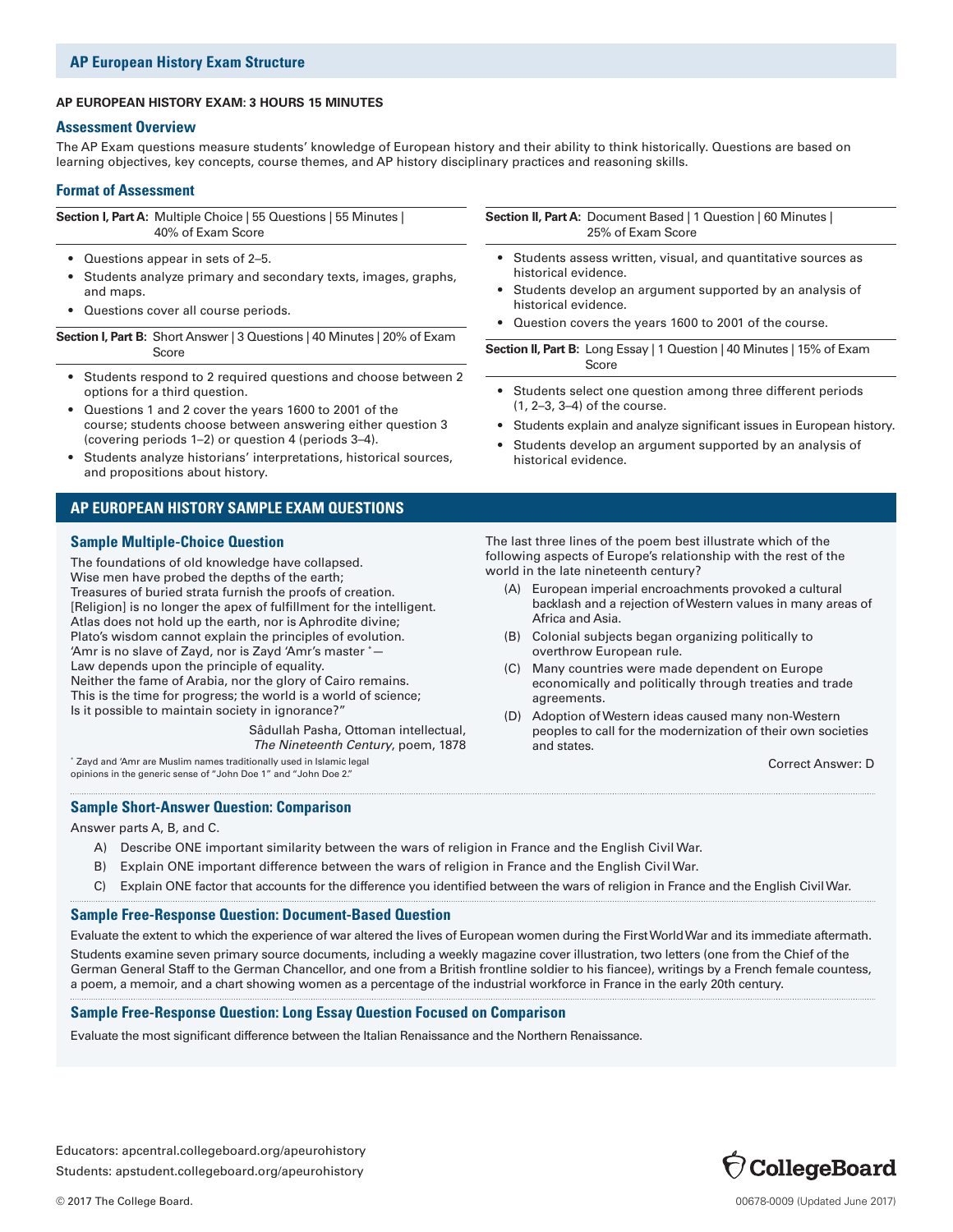## AP European History Exam Structure

**AP EUROPEAN HISTORY EXAM: 3 HOURS 15 MINUTES**

### Assessment Overview

The AP Exam questions measure students' knowledge of European history and their ability to think historically. Questions are based on learning objectives, key concepts, course themes, and AP history disciplinary practices and reasoning skills.

### Format of Assessment

**Section I, Part A:** Multiple Choice | 55 Questions | 55 Minutes | 40% of Exam Score

- Questions appear in sets of 2–5.
- Students analyze primary and secondary texts, images, graphs, and maps.
- Questions cover all course periods.

**Section I, Part B:** Short Answer | 3 Questions | 40 Minutes | 20% of Exam Score

- Students respond to 2 required questions and choose between 2 options for a third question.
- Questions 1 and 2 cover the years 1600 to 2001 of the course; students choose between answering either question 3 (covering periods 1–2) or question 4 (periods 3–4).
- Students analyze historians' interpretations, historical sources, and propositions about history.

**Section II, Part A:** Document Based | 1 Question | 60 Minutes | 25% of Exam Score

- Students assess written, visual, and quantitative sources as historical evidence.
- Students develop an argument supported by an analysis of historical evidence.
- Question covers the years 1600 to 2001 of the course.

**Section II, Part B:** Long Essay | 1 Question | 40 Minutes | 15% of Exam Score

- Students select one question among three different periods (1, 2–3, 3–4) of the course.
- Students explain and analyze significant issues in European history.
- Students develop an argument supported by an analysis of historical evidence.

## AP EUROPEAN HISTORY SAMPLE EXAM QUESTIONS

### Sample Multiple-Choice Question

The foundations of old knowledge have collapsed.
Wise men have probed the depths of the earth;
Treasures of buried strata furnish the proofs of creation.
[Religion] is no longer the apex of fulfillment for the intelligent.
Atlas does not hold up the earth, nor is Aphrodite divine;
Plato's wisdom cannot explain the principles of evolution.
'Amr is no slave of Zayd, nor is Zayd 'Amr's master *—
Law depends upon the principle of equality.
Neither the fame of Arabia, nor the glory of Cairo remains.
This is the time for progress; the world is a world of science;
Is it possible to maintain society in ignorance?"

Sâdullah Pasha, Ottoman intellectual, *The Nineteenth Century*, poem, 1878

* Zayd and 'Amr are Muslim names traditionally used in Islamic legal opinions in the generic sense of "John Doe 1" and "John Doe 2."

The last three lines of the poem best illustrate which of the following aspects of Europe's relationship with the rest of the world in the late nineteenth century?

(A) European imperial encroachments provoked a cultural backlash and a rejection of Western values in many areas of Africa and Asia.

(B) Colonial subjects began organizing politically to overthrow European rule.

(C) Many countries were made dependent on Europe economically and politically through treaties and trade agreements.

(D) Adoption of Western ideas caused many non-Western peoples to call for the modernization of their own societies and states.

Correct Answer: D

### Sample Short-Answer Question: Comparison

Answer parts A, B, and C.

A) Describe ONE important similarity between the wars of religion in France and the English Civil War.

B) Explain ONE important difference between the wars of religion in France and the English Civil War.

C) Explain ONE factor that accounts for the difference you identified between the wars of religion in France and the English Civil War.

### Sample Free-Response Question: Document-Based Question

Evaluate the extent to which the experience of war altered the lives of European women during the First World War and its immediate aftermath.

Students examine seven primary source documents, including a weekly magazine cover illustration, two letters (one from the Chief of the German General Staff to the German Chancellor, and one from a British frontline soldier to his fiancee), writings by a French female countess, a poem, a memoir, and a chart showing women as a percentage of the industrial workforce in France in the early 20th century.

### Sample Free-Response Question: Long Essay Question Focused on Comparison

Evaluate the most significant difference between the Italian Renaissance and the Northern Renaissance.

Educators: apcentral.collegeboard.org/apeurohistory
Students: apstudent.collegeboard.org/apeurohistory

© 2017 The College Board.

00678-0009 (Updated June 2017)